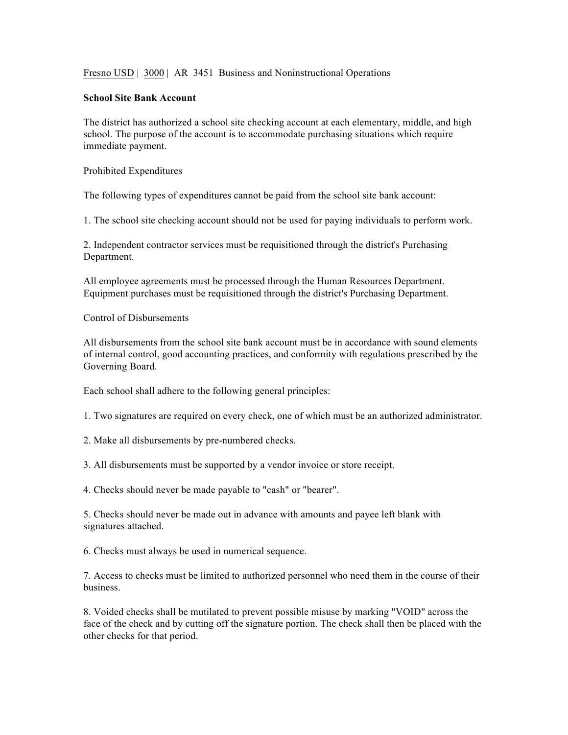Fresno USD | 3000 | AR 3451 Business and Noninstructional Operations

**School Site Bank Account**

The district has authorized a school site checking account at each elementary, middle, and high school. The purpose of the account is to accommodate purchasing situations which require immediate payment.

Prohibited Expenditures

The following types of expenditures cannot be paid from the school site bank account:

1. The school site checking account should not be used for paying individuals to perform work.

2. Independent contractor services must be requisitioned through the district's Purchasing Department.

All employee agreements must be processed through the Human Resources Department. Equipment purchases must be requisitioned through the district's Purchasing Department.

Control of Disbursements

All disbursements from the school site bank account must be in accordance with sound elements of internal control, good accounting practices, and conformity with regulations prescribed by the Governing Board.

Each school shall adhere to the following general principles:

1. Two signatures are required on every check, one of which must be an authorized administrator.

2. Make all disbursements by pre-numbered checks.

3. All disbursements must be supported by a vendor invoice or store receipt.

4. Checks should never be made payable to "cash" or "bearer".

5. Checks should never be made out in advance with amounts and payee left blank with signatures attached.

6. Checks must always be used in numerical sequence.

7. Access to checks must be limited to authorized personnel who need them in the course of their business.

8. Voided checks shall be mutilated to prevent possible misuse by marking "VOID" across the face of the check and by cutting off the signature portion. The check shall then be placed with the other checks for that period.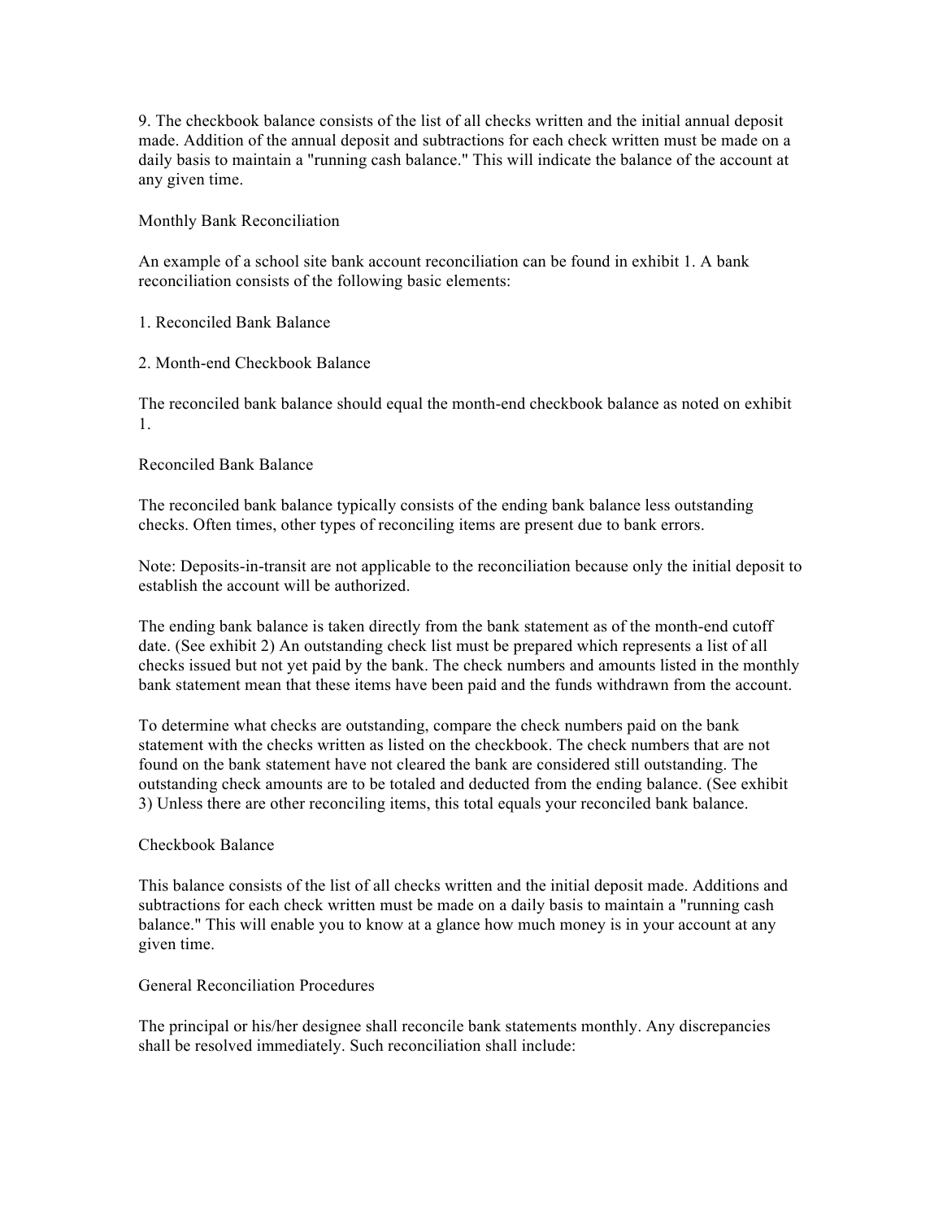9. The checkbook balance consists of the list of all checks written and the initial annual deposit made. Addition of the annual deposit and subtractions for each check written must be made on a daily basis to maintain a "running cash balance." This will indicate the balance of the account at any given time.

## Monthly Bank Reconciliation

An example of a school site bank account reconciliation can be found in exhibit 1. A bank reconciliation consists of the following basic elements:

1. Reconciled Bank Balance

2. Month-end Checkbook Balance

The reconciled bank balance should equal the month-end checkbook balance as noted on exhibit 1.

### Reconciled Bank Balance

The reconciled bank balance typically consists of the ending bank balance less outstanding checks. Often times, other types of reconciling items are present due to bank errors.

Note: Deposits-in-transit are not applicable to the reconciliation because only the initial deposit to establish the account will be authorized.

The ending bank balance is taken directly from the bank statement as of the month-end cutoff date. (See exhibit 2) An outstanding check list must be prepared which represents a list of all checks issued but not yet paid by the bank. The check numbers and amounts listed in the monthly bank statement mean that these items have been paid and the funds withdrawn from the account.

To determine what checks are outstanding, compare the check numbers paid on the bank statement with the checks written as listed on the checkbook. The check numbers that are not found on the bank statement have not cleared the bank are considered still outstanding. The outstanding check amounts are to be totaled and deducted from the ending balance. (See exhibit 3) Unless there are other reconciling items, this total equals your reconciled bank balance.

### Checkbook Balance

This balance consists of the list of all checks written and the initial deposit made. Additions and subtractions for each check written must be made on a daily basis to maintain a "running cash balance." This will enable you to know at a glance how much money is in your account at any given time.

### General Reconciliation Procedures

The principal or his/her designee shall reconcile bank statements monthly. Any discrepancies shall be resolved immediately. Such reconciliation shall include: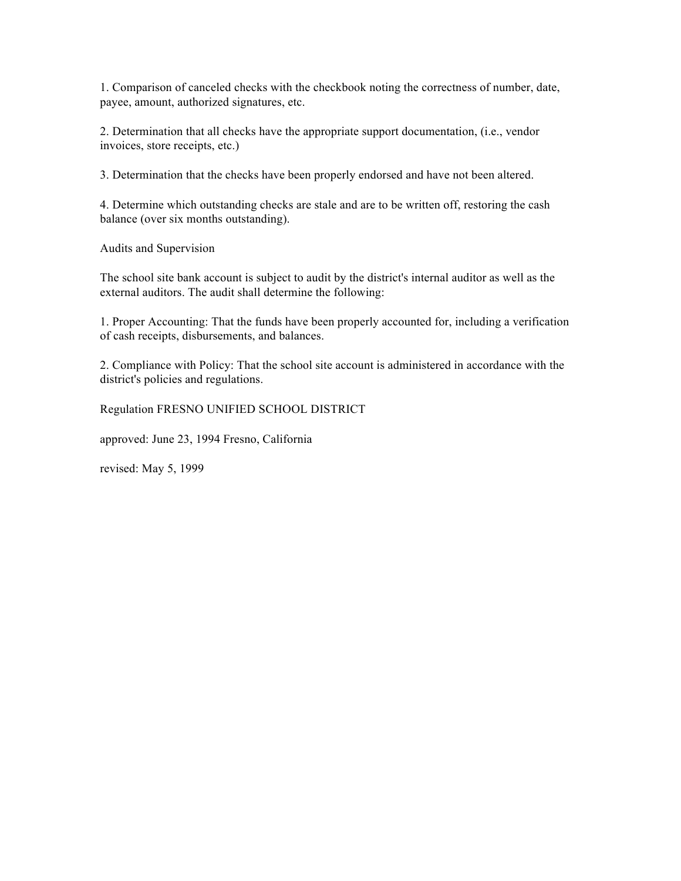1. Comparison of canceled checks with the checkbook noting the correctness of number, date, payee, amount, authorized signatures, etc.

2. Determination that all checks have the appropriate support documentation, (i.e., vendor invoices, store receipts, etc.)

3. Determination that the checks have been properly endorsed and have not been altered.

4. Determine which outstanding checks are stale and are to be written off, restoring the cash balance (over six months outstanding).

## Audits and Supervision

The school site bank account is subject to audit by the district's internal auditor as well as the external auditors. The audit shall determine the following:

1. Proper Accounting: That the funds have been properly accounted for, including a verification of cash receipts, disbursements, and balances.

2. Compliance with Policy: That the school site account is administered in accordance with the district's policies and regulations.

Regulation FRESNO UNIFIED SCHOOL DISTRICT

approved: June 23, 1994 Fresno, California

revised: May 5, 1999